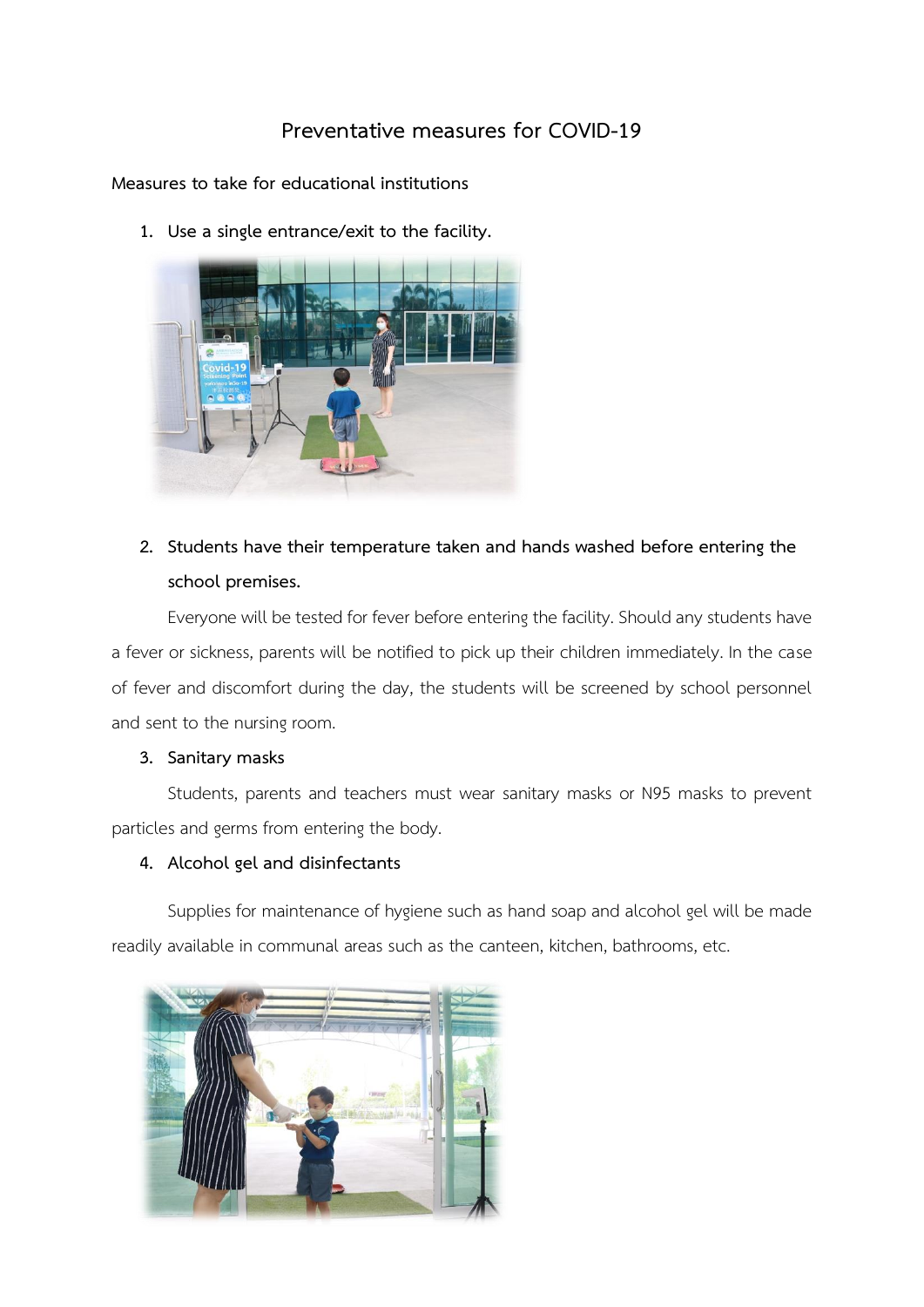# Preventative measures for COVID-19

## Measures to take for educational institutions

1. **Use a single entrance/exit to the facility.**

2. **Students have their temperature taken and hands washed before entering the school premises.**

   Everyone will be tested for fever before entering the facility. Should any students have a fever or sickness, parents will be notified to pick up their children immediately. In the case of fever and discomfort during the day, the students will be screened by school personnel and sent to the nursing room.

3. **Sanitary masks**

   Students, parents and teachers must wear sanitary masks or N95 masks to prevent particles and germs from entering the body.

4. **Alcohol gel and disinfectants**

   Supplies for maintenance of hygiene such as hand soap and alcohol gel will be made readily available in communal areas such as the canteen, kitchen, bathrooms, etc.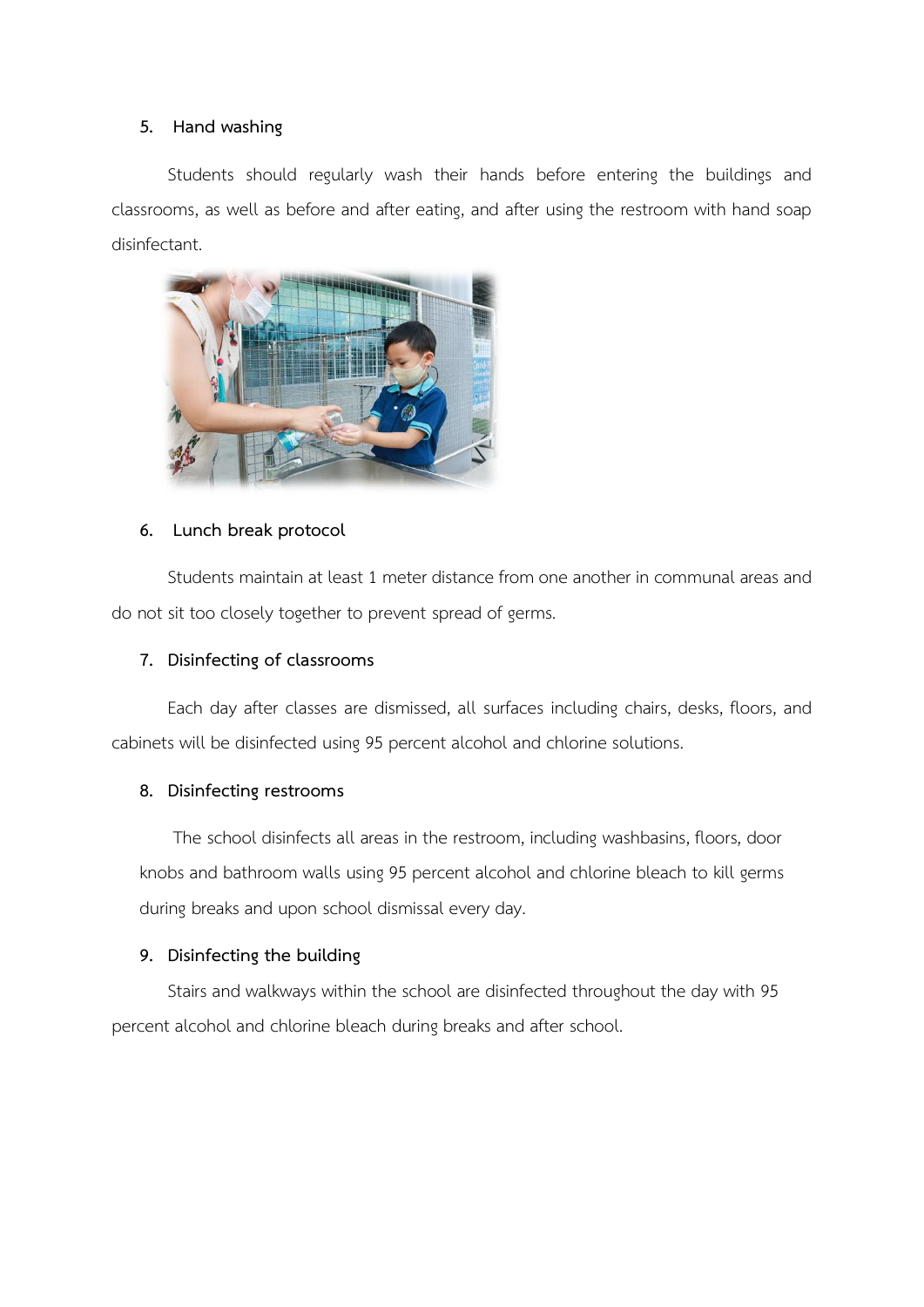5. **Hand washing**

Students should regularly wash their hands before entering the buildings and classrooms, as well as before and after eating, and after using the restroom with hand soap disinfectant.

6. **Lunch break protocol**

Students maintain at least 1 meter distance from one another in communal areas and do not sit too closely together to prevent spread of germs.

7. **Disinfecting of classrooms**

Each day after classes are dismissed, all surfaces including chairs, desks, floors, and cabinets will be disinfected using 95 percent alcohol and chlorine solutions.

8. **Disinfecting restrooms**

The school disinfects all areas in the restroom, including washbasins, floors, door knobs and bathroom walls using 95 percent alcohol and chlorine bleach to kill germs during breaks and upon school dismissal every day.

9. **Disinfecting the building**

Stairs and walkways within the school are disinfected throughout the day with 95 percent alcohol and chlorine bleach during breaks and after school.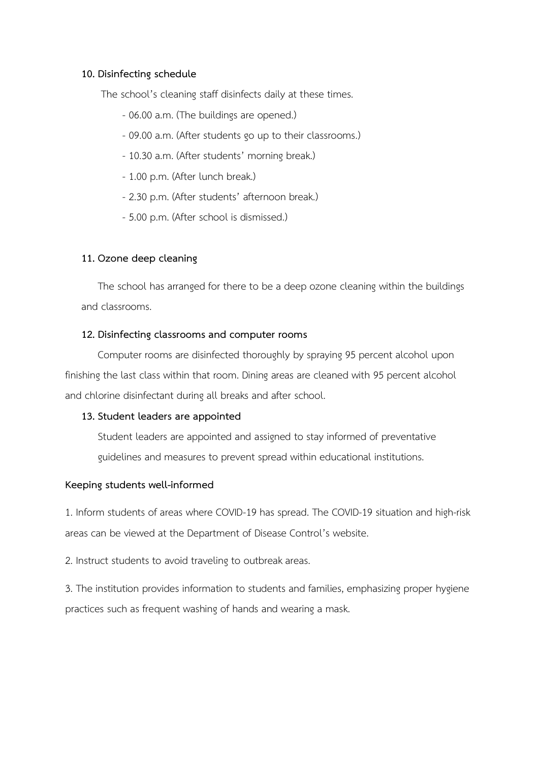**10. Disinfecting schedule**

The school's cleaning staff disinfects daily at these times.

- 06.00 a.m. (The buildings are opened.)
- 09.00 a.m. (After students go up to their classrooms.)
- 10.30 a.m. (After students' morning break.)
- 1.00 p.m. (After lunch break.)
- 2.30 p.m. (After students' afternoon break.)
- 5.00 p.m. (After school is dismissed.)

**11. Ozone deep cleaning**

The school has arranged for there to be a deep ozone cleaning within the buildings and classrooms.

**12. Disinfecting classrooms and computer rooms**

Computer rooms are disinfected thoroughly by spraying 95 percent alcohol upon finishing the last class within that room. Dining areas are cleaned with 95 percent alcohol and chlorine disinfectant during all breaks and after school.

**13. Student leaders are appointed**

Student leaders are appointed and assigned to stay informed of preventative guidelines and measures to prevent spread within educational institutions.

**Keeping students well-informed**

1. Inform students of areas where COVID-19 has spread. The COVID-19 situation and high-risk areas can be viewed at the Department of Disease Control's website.

2. Instruct students to avoid traveling to outbreak areas.

3. The institution provides information to students and families, emphasizing proper hygiene practices such as frequent washing of hands and wearing a mask.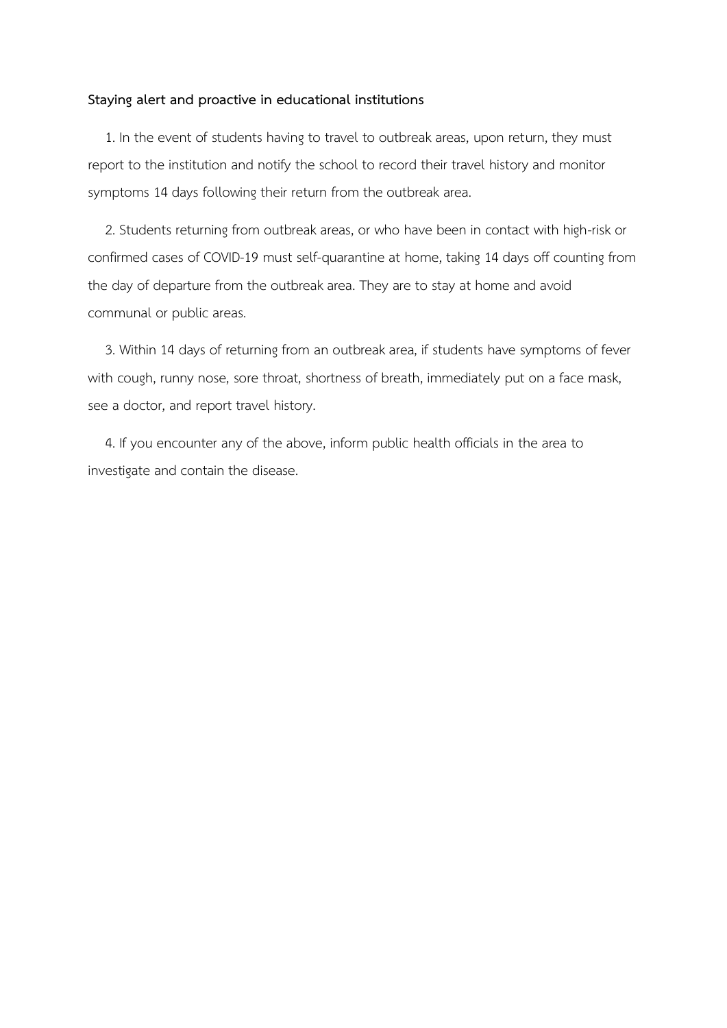**Staying alert and proactive in educational institutions**

1. In the event of students having to travel to outbreak areas, upon return, they must report to the institution and notify the school to record their travel history and monitor symptoms 14 days following their return from the outbreak area.

2. Students returning from outbreak areas, or who have been in contact with high-risk or confirmed cases of COVID-19 must self-quarantine at home, taking 14 days off counting from the day of departure from the outbreak area. They are to stay at home and avoid communal or public areas.

3. Within 14 days of returning from an outbreak area, if students have symptoms of fever with cough, runny nose, sore throat, shortness of breath, immediately put on a face mask, see a doctor, and report travel history.

4. If you encounter any of the above, inform public health officials in the area to investigate and contain the disease.